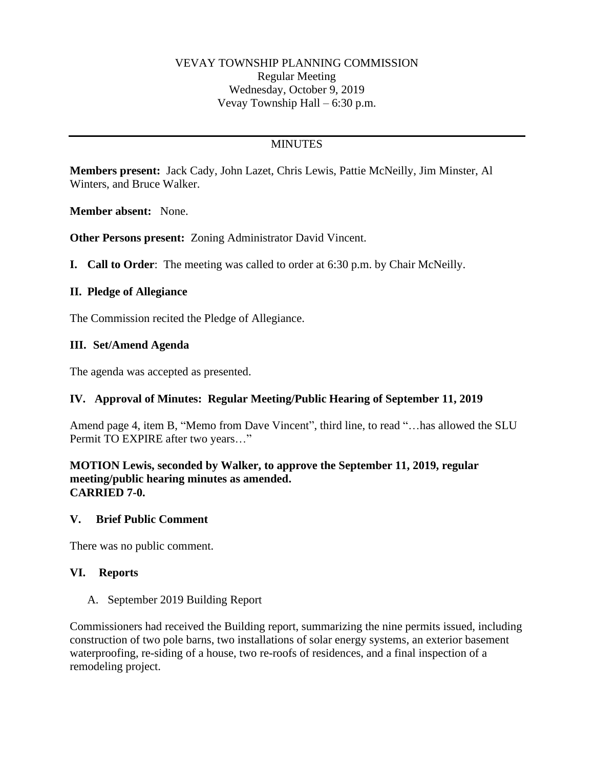VEVAY TOWNSHIP PLANNING COMMISSION
Regular Meeting
Wednesday, October 9, 2019
Vevay Township Hall – 6:30 p.m.

---

MINUTES

**Members present:** Jack Cady, John Lazet, Chris Lewis, Pattie McNeilly, Jim Minster, Al Winters, and Bruce Walker.

**Member absent:** None.

**Other Persons present:** Zoning Administrator David Vincent.

**I. Call to Order**: The meeting was called to order at 6:30 p.m. by Chair McNeilly.

**II. Pledge of Allegiance**

The Commission recited the Pledge of Allegiance.

**III. Set/Amend Agenda**

The agenda was accepted as presented.

**IV. Approval of Minutes: Regular Meeting/Public Hearing of September 11, 2019**

Amend page 4, item B, "Memo from Dave Vincent", third line, to read "…has allowed the SLU Permit TO EXPIRE after two years…"

**MOTION Lewis, seconded by Walker, to approve the September 11, 2019, regular meeting/public hearing minutes as amended.**
**CARRIED 7-0.**

**V. Brief Public Comment**

There was no public comment.

**VI. Reports**

A. September 2019 Building Report

Commissioners had received the Building report, summarizing the nine permits issued, including construction of two pole barns, two installations of solar energy systems, an exterior basement waterproofing, re-siding of a house, two re-roofs of residences, and a final inspection of a remodeling project.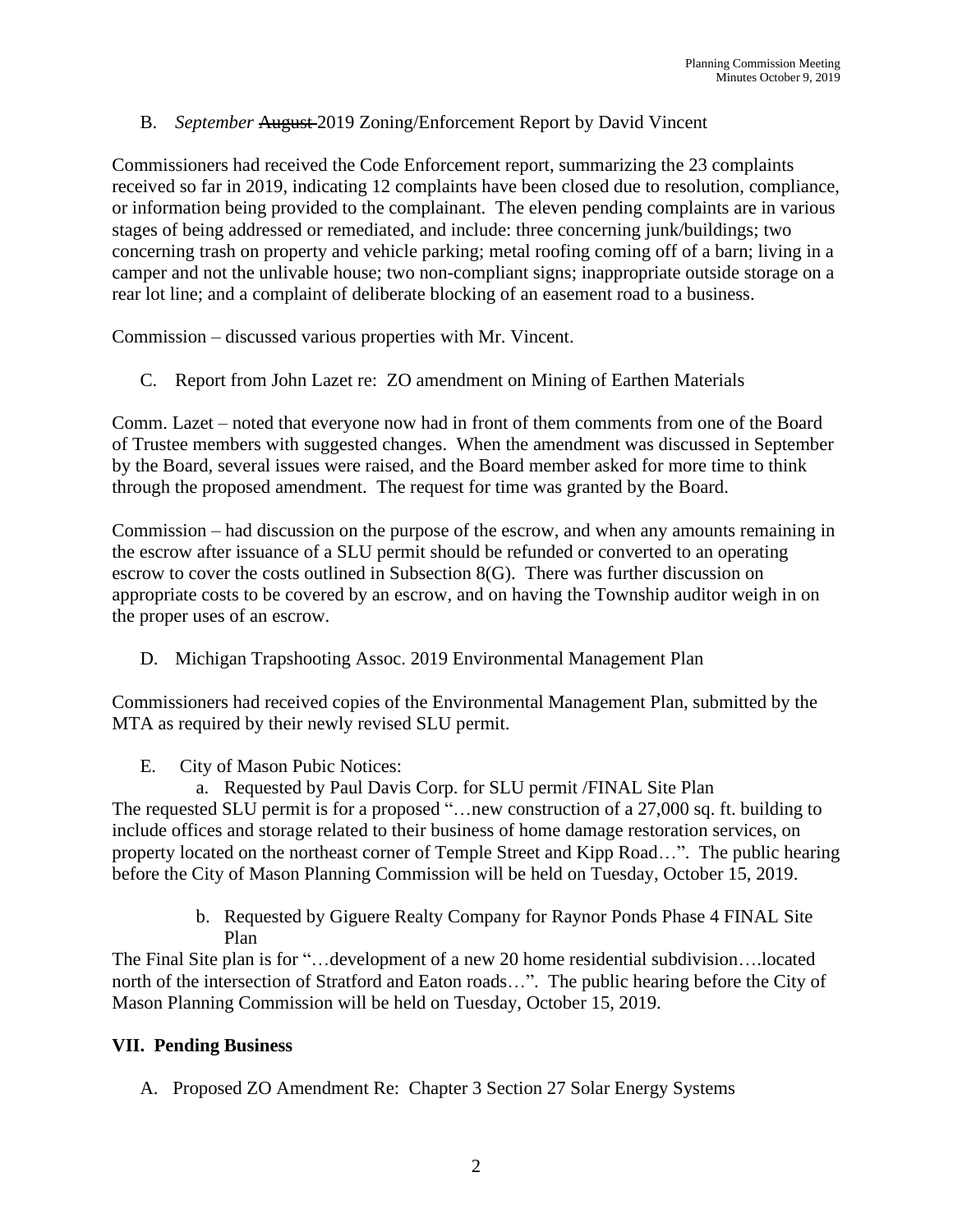B. *September* ~~August~~ 2019 Zoning/Enforcement Report by David Vincent

Commissioners had received the Code Enforcement report, summarizing the 23 complaints received so far in 2019, indicating 12 complaints have been closed due to resolution, compliance, or information being provided to the complainant. The eleven pending complaints are in various stages of being addressed or remediated, and include: three concerning junk/buildings; two concerning trash on property and vehicle parking; metal roofing coming off of a barn; living in a camper and not the unlivable house; two non-compliant signs; inappropriate outside storage on a rear lot line; and a complaint of deliberate blocking of an easement road to a business.

Commission – discussed various properties with Mr. Vincent.

C. Report from John Lazet re: ZO amendment on Mining of Earthen Materials

Comm. Lazet – noted that everyone now had in front of them comments from one of the Board of Trustee members with suggested changes. When the amendment was discussed in September by the Board, several issues were raised, and the Board member asked for more time to think through the proposed amendment. The request for time was granted by the Board.

Commission – had discussion on the purpose of the escrow, and when any amounts remaining in the escrow after issuance of a SLU permit should be refunded or converted to an operating escrow to cover the costs outlined in Subsection 8(G). There was further discussion on appropriate costs to be covered by an escrow, and on having the Township auditor weigh in on the proper uses of an escrow.

D. Michigan Trapshooting Assoc. 2019 Environmental Management Plan

Commissioners had received copies of the Environmental Management Plan, submitted by the MTA as required by their newly revised SLU permit.

E. City of Mason Pubic Notices:

a. Requested by Paul Davis Corp. for SLU permit /FINAL Site Plan

The requested SLU permit is for a proposed "…new construction of a 27,000 sq. ft. building to include offices and storage related to their business of home damage restoration services, on property located on the northeast corner of Temple Street and Kipp Road…". The public hearing before the City of Mason Planning Commission will be held on Tuesday, October 15, 2019.

b. Requested by Giguere Realty Company for Raynor Ponds Phase 4 FINAL Site Plan

The Final Site plan is for "…development of a new 20 home residential subdivision….located north of the intersection of Stratford and Eaton roads…". The public hearing before the City of Mason Planning Commission will be held on Tuesday, October 15, 2019.

## VII. Pending Business

A. Proposed ZO Amendment Re: Chapter 3 Section 27 Solar Energy Systems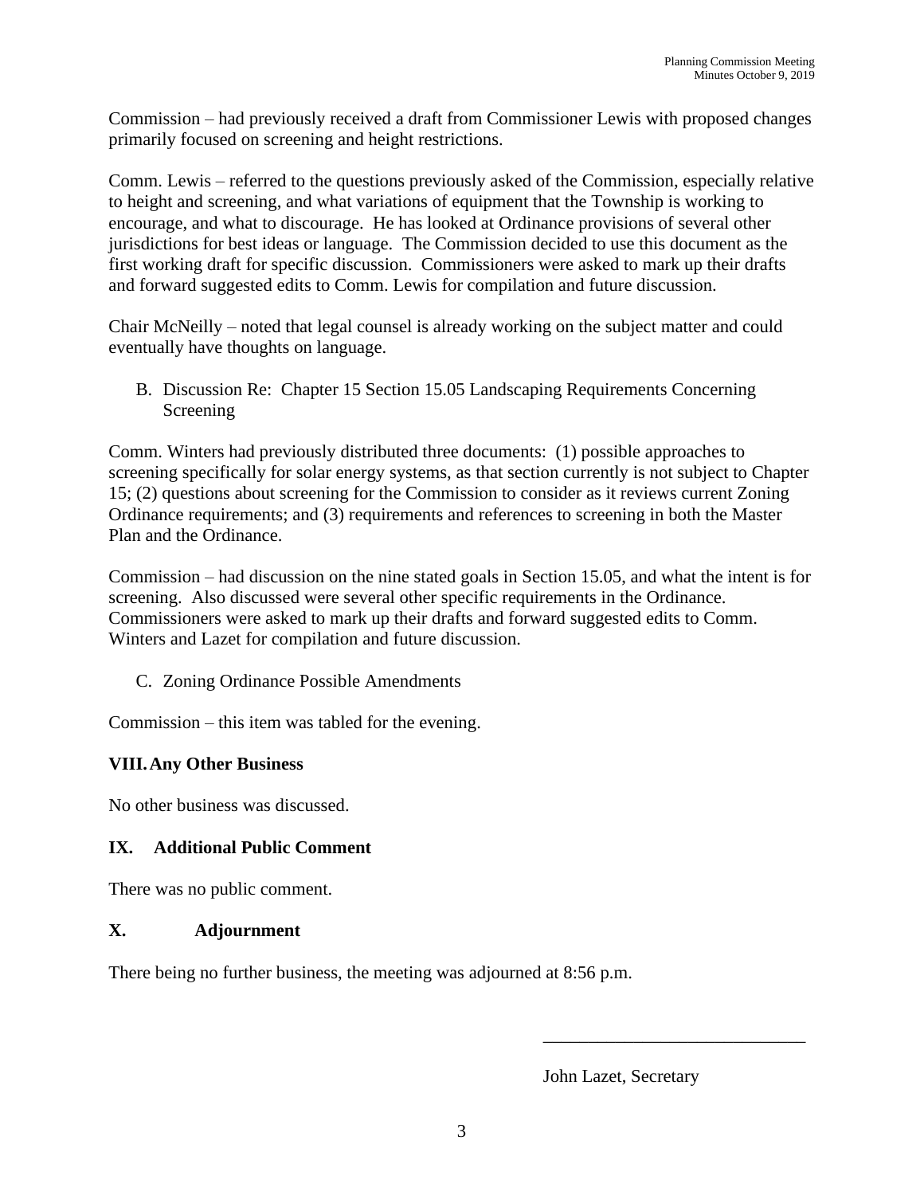Commission – had previously received a draft from Commissioner Lewis with proposed changes primarily focused on screening and height restrictions.

Comm. Lewis – referred to the questions previously asked of the Commission, especially relative to height and screening, and what variations of equipment that the Township is working to encourage, and what to discourage. He has looked at Ordinance provisions of several other jurisdictions for best ideas or language. The Commission decided to use this document as the first working draft for specific discussion. Commissioners were asked to mark up their drafts and forward suggested edits to Comm. Lewis for compilation and future discussion.

Chair McNeilly – noted that legal counsel is already working on the subject matter and could eventually have thoughts on language.

B. Discussion Re: Chapter 15 Section 15.05 Landscaping Requirements Concerning Screening

Comm. Winters had previously distributed three documents: (1) possible approaches to screening specifically for solar energy systems, as that section currently is not subject to Chapter 15; (2) questions about screening for the Commission to consider as it reviews current Zoning Ordinance requirements; and (3) requirements and references to screening in both the Master Plan and the Ordinance.

Commission – had discussion on the nine stated goals in Section 15.05, and what the intent is for screening. Also discussed were several other specific requirements in the Ordinance. Commissioners were asked to mark up their drafts and forward suggested edits to Comm. Winters and Lazet for compilation and future discussion.

C. Zoning Ordinance Possible Amendments

Commission – this item was tabled for the evening.

## VIII. Any Other Business

No other business was discussed.

## IX. Additional Public Comment

There was no public comment.

## X. Adjournment

There being no further business, the meeting was adjourned at 8:56 p.m.

\_\_\_\_\_\_\_\_\_\_\_\_\_\_\_\_\_\_\_\_\_\_\_\_\_\_\_\_\_\_

John Lazet, Secretary